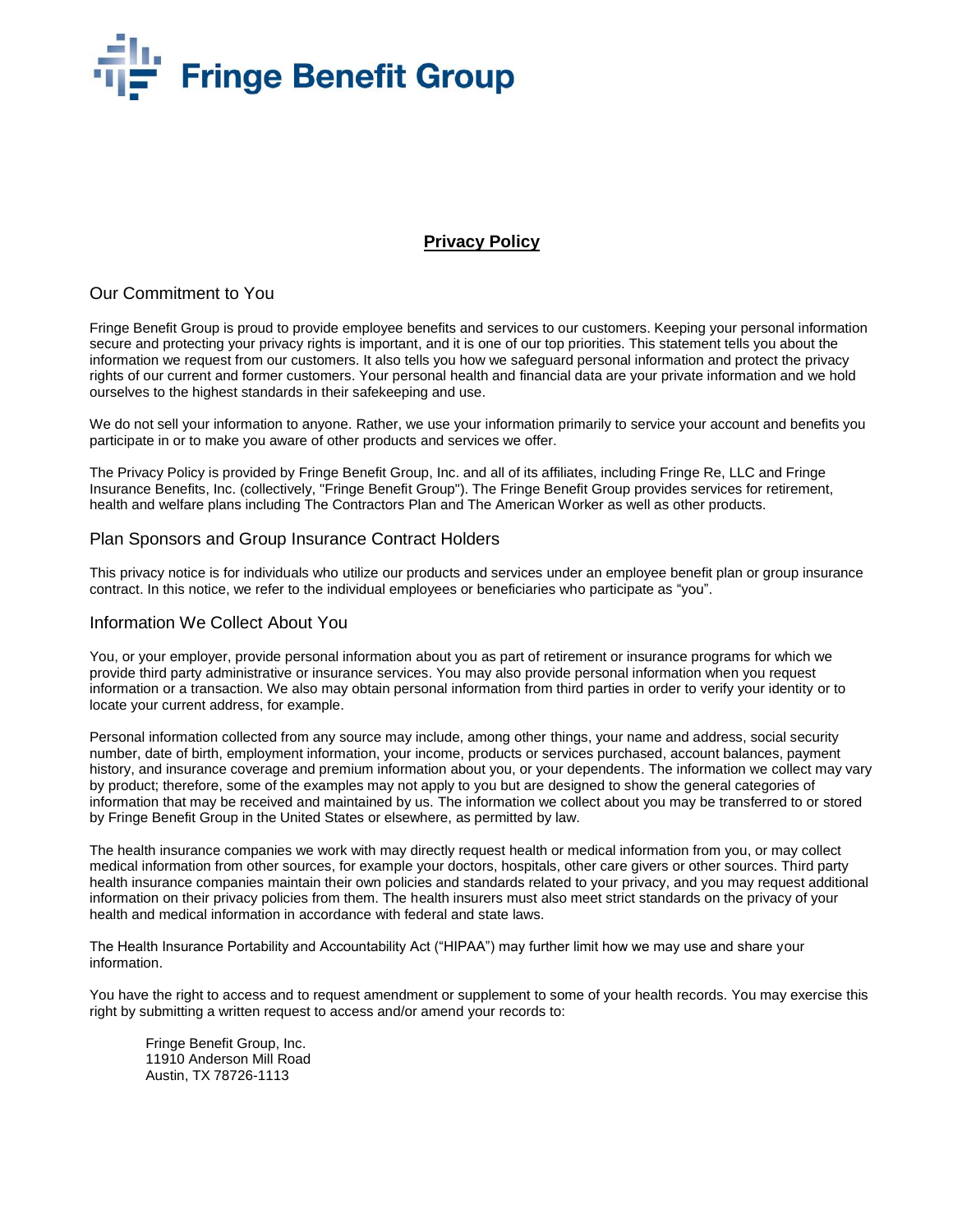Fringe Benefit Group

# Privacy Policy

## Our Commitment to You

Fringe Benefit Group is proud to provide employee benefits and services to our customers. Keeping your personal information secure and protecting your privacy rights is important, and it is one of our top priorities. This statement tells you about the information we request from our customers. It also tells you how we safeguard personal information and protect the privacy rights of our current and former customers. Your personal health and financial data are your private information and we hold ourselves to the highest standards in their safekeeping and use.

We do not sell your information to anyone. Rather, we use your information primarily to service your account and benefits you participate in or to make you aware of other products and services we offer.

The Privacy Policy is provided by Fringe Benefit Group, Inc. and all of its affiliates, including Fringe Re, LLC and Fringe Insurance Benefits, Inc. (collectively, "Fringe Benefit Group"). The Fringe Benefit Group provides services for retirement, health and welfare plans including The Contractors Plan and The American Worker as well as other products.

## Plan Sponsors and Group Insurance Contract Holders

This privacy notice is for individuals who utilize our products and services under an employee benefit plan or group insurance contract. In this notice, we refer to the individual employees or beneficiaries who participate as "you".

## Information We Collect About You

You, or your employer, provide personal information about you as part of retirement or insurance programs for which we provide third party administrative or insurance services. You may also provide personal information when you request information or a transaction. We also may obtain personal information from third parties in order to verify your identity or to locate your current address, for example.

Personal information collected from any source may include, among other things, your name and address, social security number, date of birth, employment information, your income, products or services purchased, account balances, payment history, and insurance coverage and premium information about you, or your dependents. The information we collect may vary by product; therefore, some of the examples may not apply to you but are designed to show the general categories of information that may be received and maintained by us. The information we collect about you may be transferred to or stored by Fringe Benefit Group in the United States or elsewhere, as permitted by law.

The health insurance companies we work with may directly request health or medical information from you, or may collect medical information from other sources, for example your doctors, hospitals, other care givers or other sources. Third party health insurance companies maintain their own policies and standards related to your privacy, and you may request additional information on their privacy policies from them. The health insurers must also meet strict standards on the privacy of your health and medical information in accordance with federal and state laws.

The Health Insurance Portability and Accountability Act ("HIPAA") may further limit how we may use and share your information.

You have the right to access and to request amendment or supplement to some of your health records. You may exercise this right by submitting a written request to access and/or amend your records to:

Fringe Benefit Group, Inc.
11910 Anderson Mill Road
Austin, TX 78726-1113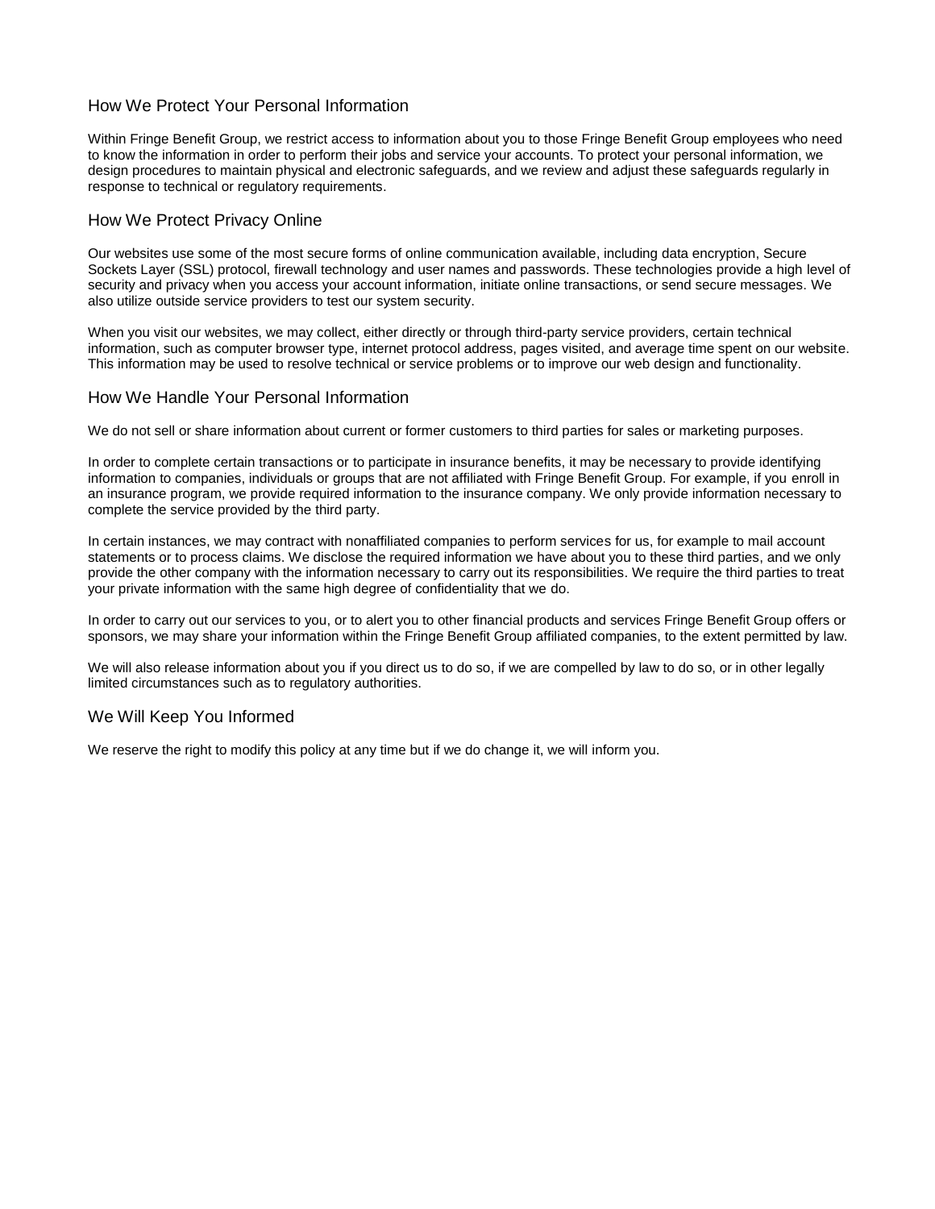## How We Protect Your Personal Information

Within Fringe Benefit Group, we restrict access to information about you to those Fringe Benefit Group employees who need to know the information in order to perform their jobs and service your accounts. To protect your personal information, we design procedures to maintain physical and electronic safeguards, and we review and adjust these safeguards regularly in response to technical or regulatory requirements.

## How We Protect Privacy Online

Our websites use some of the most secure forms of online communication available, including data encryption, Secure Sockets Layer (SSL) protocol, firewall technology and user names and passwords. These technologies provide a high level of security and privacy when you access your account information, initiate online transactions, or send secure messages. We also utilize outside service providers to test our system security.

When you visit our websites, we may collect, either directly or through third-party service providers, certain technical information, such as computer browser type, internet protocol address, pages visited, and average time spent on our website. This information may be used to resolve technical or service problems or to improve our web design and functionality.

## How We Handle Your Personal Information

We do not sell or share information about current or former customers to third parties for sales or marketing purposes.

In order to complete certain transactions or to participate in insurance benefits, it may be necessary to provide identifying information to companies, individuals or groups that are not affiliated with Fringe Benefit Group. For example, if you enroll in an insurance program, we provide required information to the insurance company. We only provide information necessary to complete the service provided by the third party.

In certain instances, we may contract with nonaffiliated companies to perform services for us, for example to mail account statements or to process claims. We disclose the required information we have about you to these third parties, and we only provide the other company with the information necessary to carry out its responsibilities. We require the third parties to treat your private information with the same high degree of confidentiality that we do.

In order to carry out our services to you, or to alert you to other financial products and services Fringe Benefit Group offers or sponsors, we may share your information within the Fringe Benefit Group affiliated companies, to the extent permitted by law.

We will also release information about you if you direct us to do so, if we are compelled by law to do so, or in other legally limited circumstances such as to regulatory authorities.

## We Will Keep You Informed

We reserve the right to modify this policy at any time but if we do change it, we will inform you.